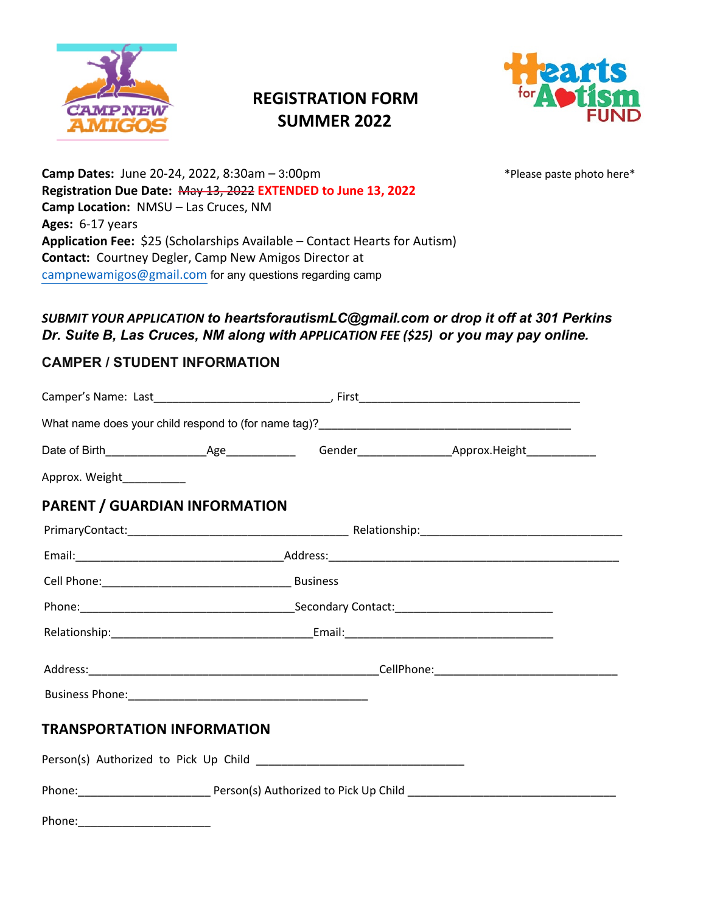# REGISTRATION FORM
# SUMMER 2022

**Camp Dates:** June 20-24, 2022, 8:30am – 3:00pm

*Please paste photo here*

**Registration Due Date:** ~~May 13, 2022~~ **EXTENDED to June 13, 2022**

**Camp Location:** NMSU – Las Cruces, NM

**Ages:** 6-17 years

**Application Fee:** $25 (Scholarships Available – Contact Hearts for Autism)

**Contact:** Courtney Degler, Camp New Amigos Director at campnewamigos@gmail.com for any questions regarding camp

***SUBMIT YOUR APPLICATION to heartsforautismLC@gmail.com or drop it off at 301 Perkins Dr. Suite B, Las Cruces, NM along with APPLICATION FEE ($25) or you may pay online.***

## CAMPER / STUDENT INFORMATION

Camper's Name: Last____________________________, First____________________________________

What name does your child respond to (for name tag)?________________________________________

Date of Birth________________Age___________ Gender_______________Approx.Height___________

Approx. Weight__________

## PARENT / GUARDIAN INFORMATION

PrimaryContact:____________________________________ Relationship:_________________________________

Email:__________________________________Address:________________________________________________

Cell Phone:_______________________________ Business

Phone:__________________________________Secondary Contact:__________________________

Relationship:_________________________________Email:__________________________________

Address:________________________________________________CellPhone:______________________________

Business Phone:________________________________________

## TRANSPORTATION INFORMATION

Person(s) Authorized to Pick Up Child __________________________________

Phone:______________________ Person(s) Authorized to Pick Up Child __________________________________

Phone:______________________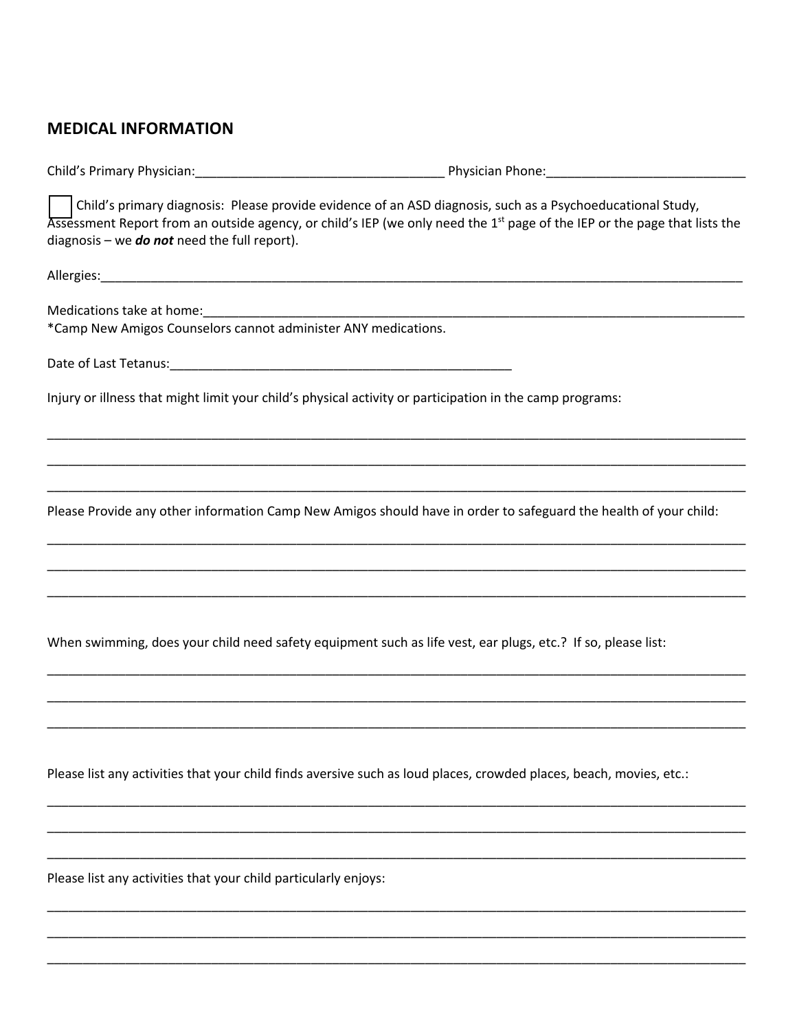## MEDICAL INFORMATION

Child's Primary Physician:___________________________________ Physician Phone:____________________________

☐ Child's primary diagnosis: Please provide evidence of an ASD diagnosis, such as a Psychoeducational Study, Assessment Report from an outside agency, or child's IEP (we only need the 1st page of the IEP or the page that lists the diagnosis – we ***do not*** need the full report).

Allergies:_______________________________________________________________________________________________

Medications take at home:_______________________________________________________________________________
*Camp New Amigos Counselors cannot administer ANY medications.

Date of Last Tetanus:_________________________________________________

Injury or illness that might limit your child's physical activity or participation in the camp programs:

_______________________________________________________________________________________________________

_______________________________________________________________________________________________________

_______________________________________________________________________________________________________

Please Provide any other information Camp New Amigos should have in order to safeguard the health of your child:

_______________________________________________________________________________________________________

_______________________________________________________________________________________________________

_______________________________________________________________________________________________________

When swimming, does your child need safety equipment such as life vest, ear plugs, etc.? If so, please list:

_______________________________________________________________________________________________________

_______________________________________________________________________________________________________

_______________________________________________________________________________________________________

Please list any activities that your child finds aversive such as loud places, crowded places, beach, movies, etc.:

_______________________________________________________________________________________________________

_______________________________________________________________________________________________________

_______________________________________________________________________________________________________

Please list any activities that your child particularly enjoys:

_______________________________________________________________________________________________________

_______________________________________________________________________________________________________

_______________________________________________________________________________________________________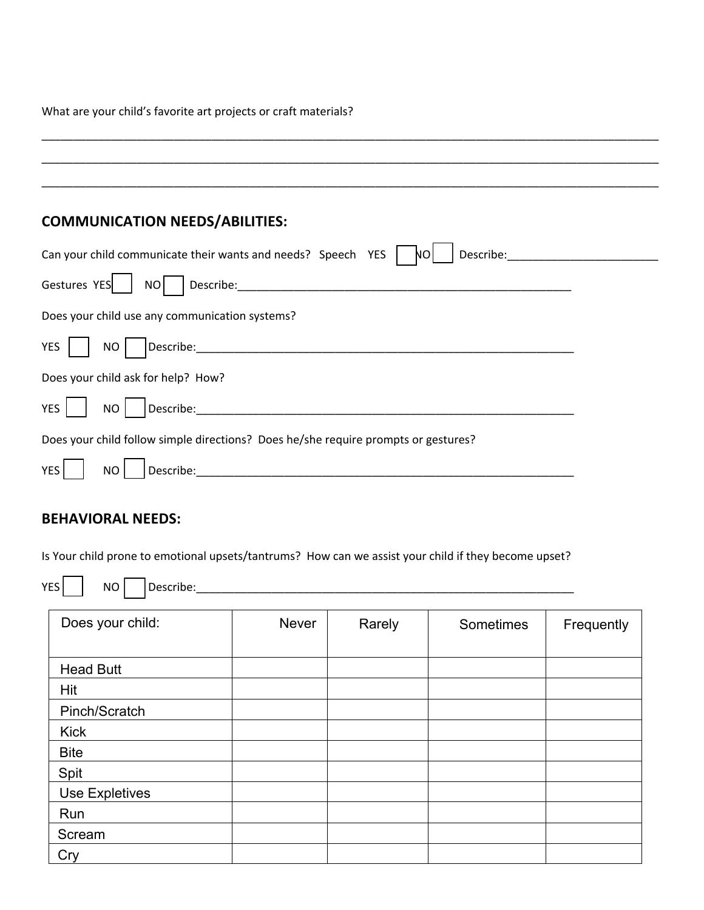What are your child's favorite art projects or craft materials?

______________________________________________________________________________________________

______________________________________________________________________________________________

______________________________________________________________________________________________

## COMMUNICATION NEEDS/ABILITIES:

Can your child communicate their wants and needs? Speech YES ☐ NO ☐ Describe:________________________

Gestures YES ☐ NO ☐ Describe:_______________________________________________________

Does your child use any communication systems?

YES ☐ NO ☐ Describe:_____________________________________________________________

Does your child ask for help? How?

YES ☐ NO ☐ Describe:_____________________________________________________________

Does your child follow simple directions? Does he/she require prompts or gestures?

YES ☐ NO ☐ Describe:_____________________________________________________________

## BEHAVIORAL NEEDS:

Is Your child prone to emotional upsets/tantrums? How can we assist your child if they become upset?

YES ☐ NO ☐ Describe:_____________________________________________________________

| Does your child: | Never | Rarely | Sometimes | Frequently |
|---|---|---|---|---|
| Head Butt | | | | |
| Hit | | | | |
| Pinch/Scratch | | | | |
| Kick | | | | |
| Bite | | | | |
| Spit | | | | |
| Use Expletives | | | | |
| Run | | | | |
| Scream | | | | |
| Cry | | | | |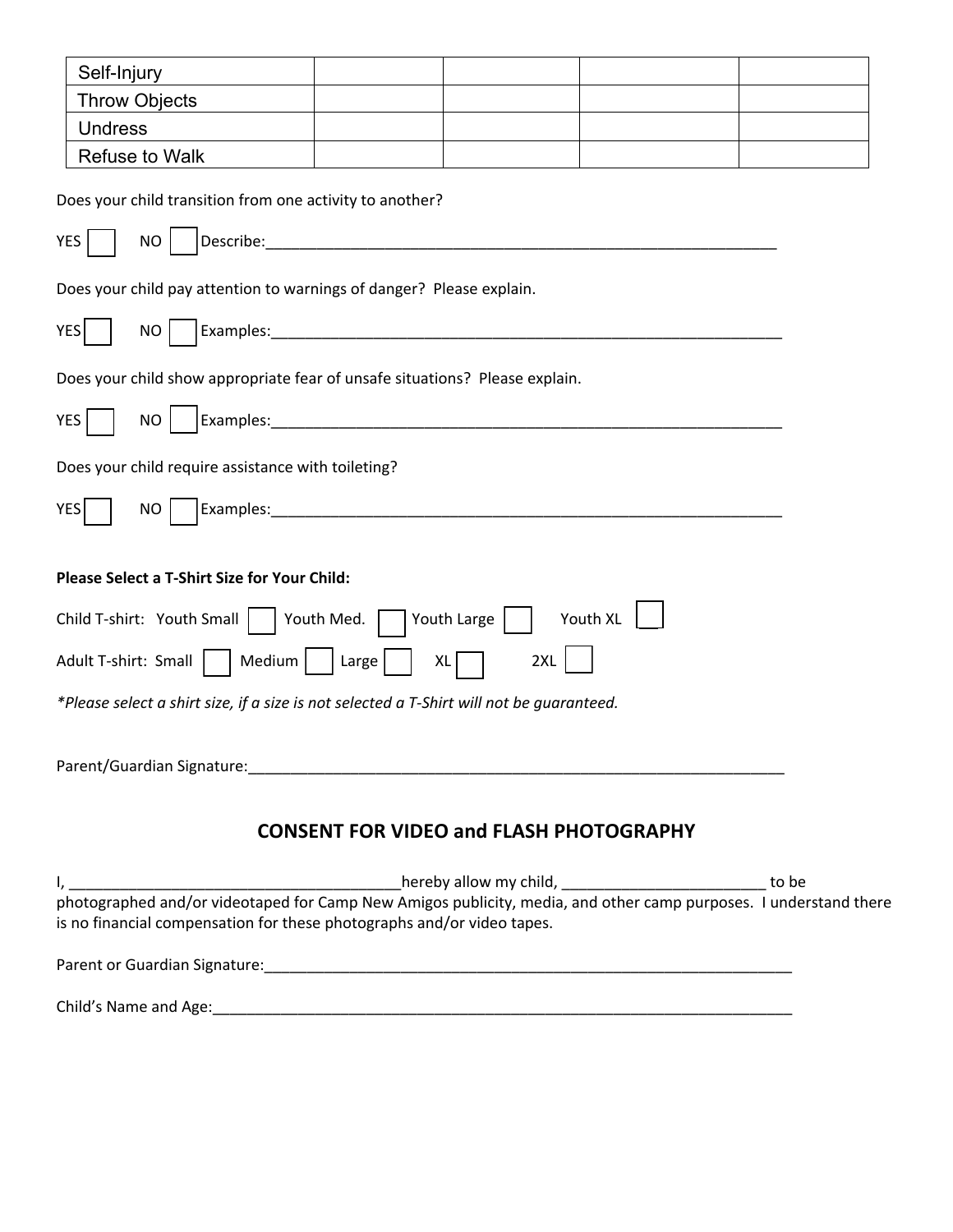| | | | | |
|---|---|---|---|---|
| Self-Injury | | | | |
| Throw Objects | | | | |
| Undress | | | | |
| Refuse to Walk | | | | |

Does your child transition from one activity to another?

YES ☐ NO ☐ Describe:_______________________________________________________________

Does your child pay attention to warnings of danger? Please explain.

YES ☐ NO ☐ Examples:_______________________________________________________________

Does your child show appropriate fear of unsafe situations? Please explain.

YES ☐ NO ☐ Examples:_______________________________________________________________

Does your child require assistance with toileting?

YES ☐ NO ☐ Examples:_______________________________________________________________

**Please Select a T-Shirt Size for Your Child:**

Child T-shirt: Youth Small ☐ Youth Med. ☐ Youth Large ☐ Youth XL ☐

Adult T-shirt: Small ☐ Medium ☐ Large ☐ XL ☐ 2XL ☐

*\*Please select a shirt size, if a size is not selected a T-Shirt will not be guaranteed.*

Parent/Guardian Signature:_________________________________________________________________

## CONSENT FOR VIDEO and FLASH PHOTOGRAPHY

I, _________________________________________hereby allow my child, _________________________ to be photographed and/or videotaped for Camp New Amigos publicity, media, and other camp purposes. I understand there is no financial compensation for these photographs and/or video tapes.

Parent or Guardian Signature:_________________________________________________________________

Child's Name and Age:_____________________________________________________________________